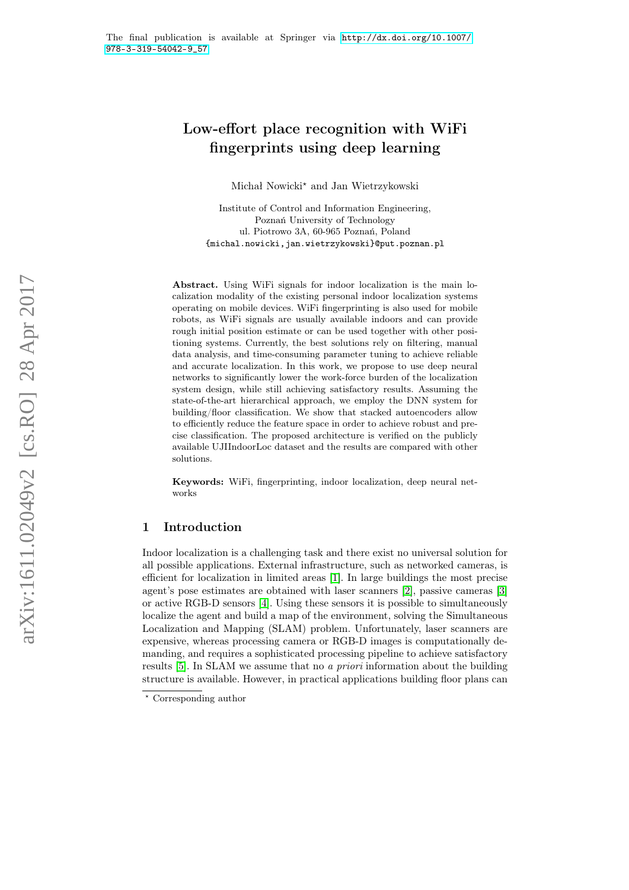The final publication is available at Springer via http://dx.doi.org/10.1007/978-3-319-54042-9_57

# Low-effort place recognition with WiFi fingerprints using deep learning

Michał Nowicki* and Jan Wietrzykowski

Institute of Control and Information Engineering,
Poznań University of Technology
ul. Piotrowo 3A, 60-965 Poznań, Poland
{michal.nowicki,jan.wietrzykowski}@put.poznan.pl

**Abstract.** Using WiFi signals for indoor localization is the main localization modality of the existing personal indoor localization systems operating on mobile devices. WiFi fingerprinting is also used for mobile robots, as WiFi signals are usually available indoors and can provide rough initial position estimate or can be used together with other positioning systems. Currently, the best solutions rely on filtering, manual data analysis, and time-consuming parameter tuning to achieve reliable and accurate localization. In this work, we propose to use deep neural networks to significantly lower the work-force burden of the localization system design, while still achieving satisfactory results. Assuming the state-of-the-art hierarchical approach, we employ the DNN system for building/floor classification. We show that stacked autoencoders allow to efficiently reduce the feature space in order to achieve robust and precise classification. The proposed architecture is verified on the publicly available UJIIndoorLoc dataset and the results are compared with other solutions.

**Keywords:** WiFi, fingerprinting, indoor localization, deep neural networks

## 1 Introduction

Indoor localization is a challenging task and there exist no universal solution for all possible applications. External infrastructure, such as networked cameras, is efficient for localization in limited areas [1]. In large buildings the most precise agent's pose estimates are obtained with laser scanners [2], passive cameras [3] or active RGB-D sensors [4]. Using these sensors it is possible to simultaneously localize the agent and build a map of the environment, solving the Simultaneous Localization and Mapping (SLAM) problem. Unfortunately, laser scanners are expensive, whereas processing camera or RGB-D images is computationally demanding, and requires a sophisticated processing pipeline to achieve satisfactory results [5]. In SLAM we assume that no *a priori* information about the building structure is available. However, in practical applications building floor plans can

* Corresponding author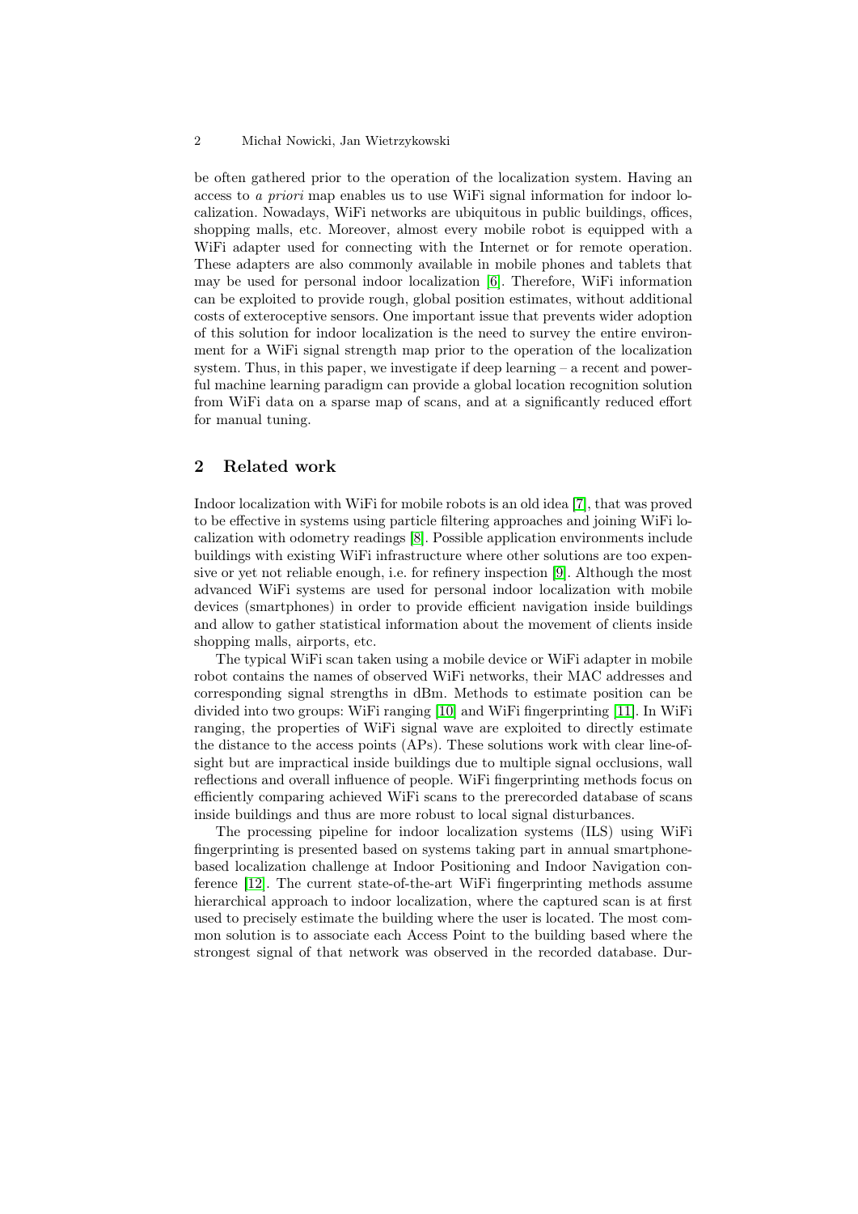be often gathered prior to the operation of the localization system. Having an access to *a priori* map enables us to use WiFi signal information for indoor localization. Nowadays, WiFi networks are ubiquitous in public buildings, offices, shopping malls, etc. Moreover, almost every mobile robot is equipped with a WiFi adapter used for connecting with the Internet or for remote operation. These adapters are also commonly available in mobile phones and tablets that may be used for personal indoor localization [6]. Therefore, WiFi information can be exploited to provide rough, global position estimates, without additional costs of exteroceptive sensors. One important issue that prevents wider adoption of this solution for indoor localization is the need to survey the entire environment for a WiFi signal strength map prior to the operation of the localization system. Thus, in this paper, we investigate if deep learning – a recent and powerful machine learning paradigm can provide a global location recognition solution from WiFi data on a sparse map of scans, and at a significantly reduced effort for manual tuning.

## 2 Related work

Indoor localization with WiFi for mobile robots is an old idea [7], that was proved to be effective in systems using particle filtering approaches and joining WiFi localization with odometry readings [8]. Possible application environments include buildings with existing WiFi infrastructure where other solutions are too expensive or yet not reliable enough, i.e. for refinery inspection [9]. Although the most advanced WiFi systems are used for personal indoor localization with mobile devices (smartphones) in order to provide efficient navigation inside buildings and allow to gather statistical information about the movement of clients inside shopping malls, airports, etc.

The typical WiFi scan taken using a mobile device or WiFi adapter in mobile robot contains the names of observed WiFi networks, their MAC addresses and corresponding signal strengths in dBm. Methods to estimate position can be divided into two groups: WiFi ranging [10] and WiFi fingerprinting [11]. In WiFi ranging, the properties of WiFi signal wave are exploited to directly estimate the distance to the access points (APs). These solutions work with clear line-of-sight but are impractical inside buildings due to multiple signal occlusions, wall reflections and overall influence of people. WiFi fingerprinting methods focus on efficiently comparing achieved WiFi scans to the prerecorded database of scans inside buildings and thus are more robust to local signal disturbances.

The processing pipeline for indoor localization systems (ILS) using WiFi fingerprinting is presented based on systems taking part in annual smartphone-based localization challenge at Indoor Positioning and Indoor Navigation conference [12]. The current state-of-the-art WiFi fingerprinting methods assume hierarchical approach to indoor localization, where the captured scan is at first used to precisely estimate the building where the user is located. The most common solution is to associate each Access Point to the building based where the strongest signal of that network was observed in the recorded database. Dur-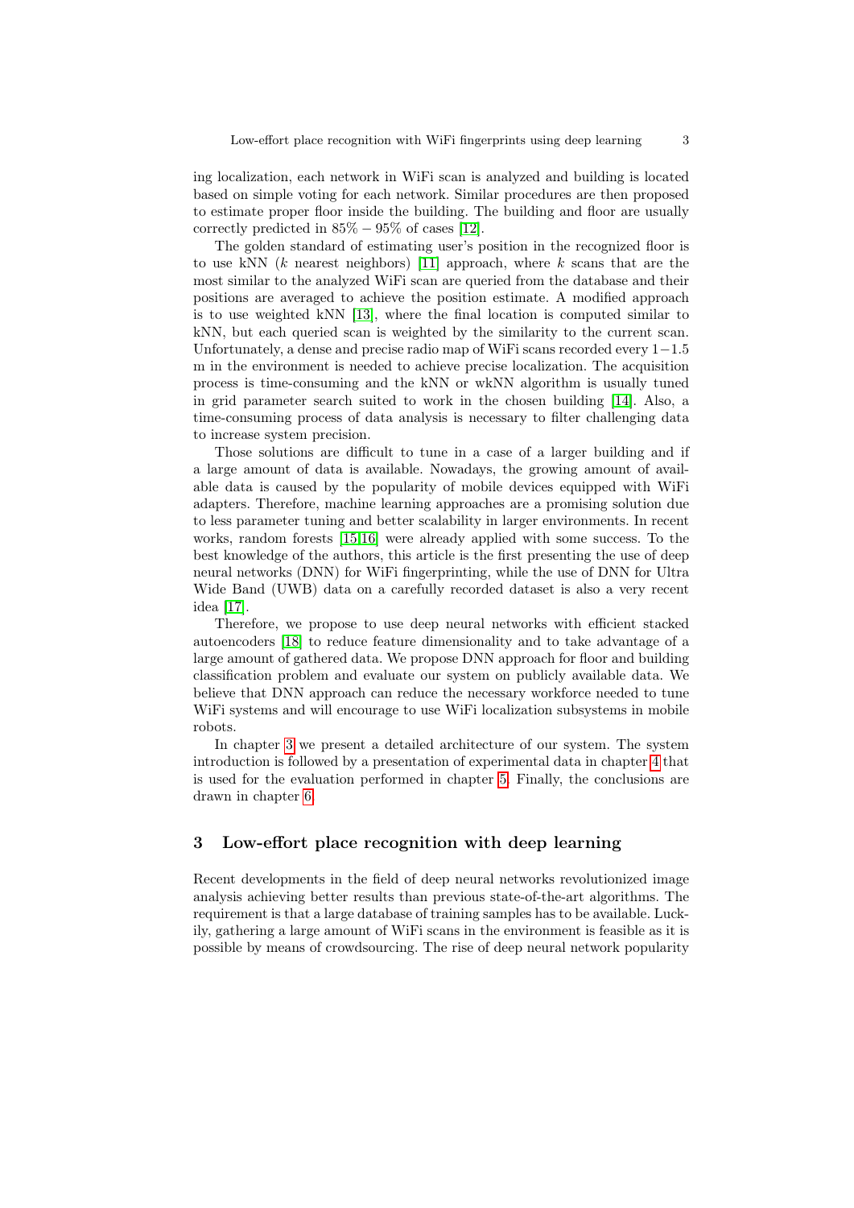ing localization, each network in WiFi scan is analyzed and building is located based on simple voting for each network. Similar procedures are then proposed to estimate proper floor inside the building. The building and floor are usually correctly predicted in $85\% - 95\%$ of cases [12].

The golden standard of estimating user's position in the recognized floor is to use kNN ($k$ nearest neighbors) [11] approach, where $k$ scans that are the most similar to the analyzed WiFi scan are queried from the database and their positions are averaged to achieve the position estimate. A modified approach is to use weighted kNN [13], where the final location is computed similar to kNN, but each queried scan is weighted by the similarity to the current scan. Unfortunately, a dense and precise radio map of WiFi scans recorded every $1-1.5$ m in the environment is needed to achieve precise localization. The acquisition process is time-consuming and the kNN or wkNN algorithm is usually tuned in grid parameter search suited to work in the chosen building [14]. Also, a time-consuming process of data analysis is necessary to filter challenging data to increase system precision.

Those solutions are difficult to tune in a case of a larger building and if a large amount of data is available. Nowadays, the growing amount of available data is caused by the popularity of mobile devices equipped with WiFi adapters. Therefore, machine learning approaches are a promising solution due to less parameter tuning and better scalability in larger environments. In recent works, random forests [15,16] were already applied with some success. To the best knowledge of the authors, this article is the first presenting the use of deep neural networks (DNN) for WiFi fingerprinting, while the use of DNN for Ultra Wide Band (UWB) data on a carefully recorded dataset is also a very recent idea [17].

Therefore, we propose to use deep neural networks with efficient stacked autoencoders [18] to reduce feature dimensionality and to take advantage of a large amount of gathered data. We propose DNN approach for floor and building classification problem and evaluate our system on publicly available data. We believe that DNN approach can reduce the necessary workforce needed to tune WiFi systems and will encourage to use WiFi localization subsystems in mobile robots.

In chapter 3 we present a detailed architecture of our system. The system introduction is followed by a presentation of experimental data in chapter 4 that is used for the evaluation performed in chapter 5. Finally, the conclusions are drawn in chapter 6.

## 3 Low-effort place recognition with deep learning

Recent developments in the field of deep neural networks revolutionized image analysis achieving better results than previous state-of-the-art algorithms. The requirement is that a large database of training samples has to be available. Luckily, gathering a large amount of WiFi scans in the environment is feasible as it is possible by means of crowdsourcing. The rise of deep neural network popularity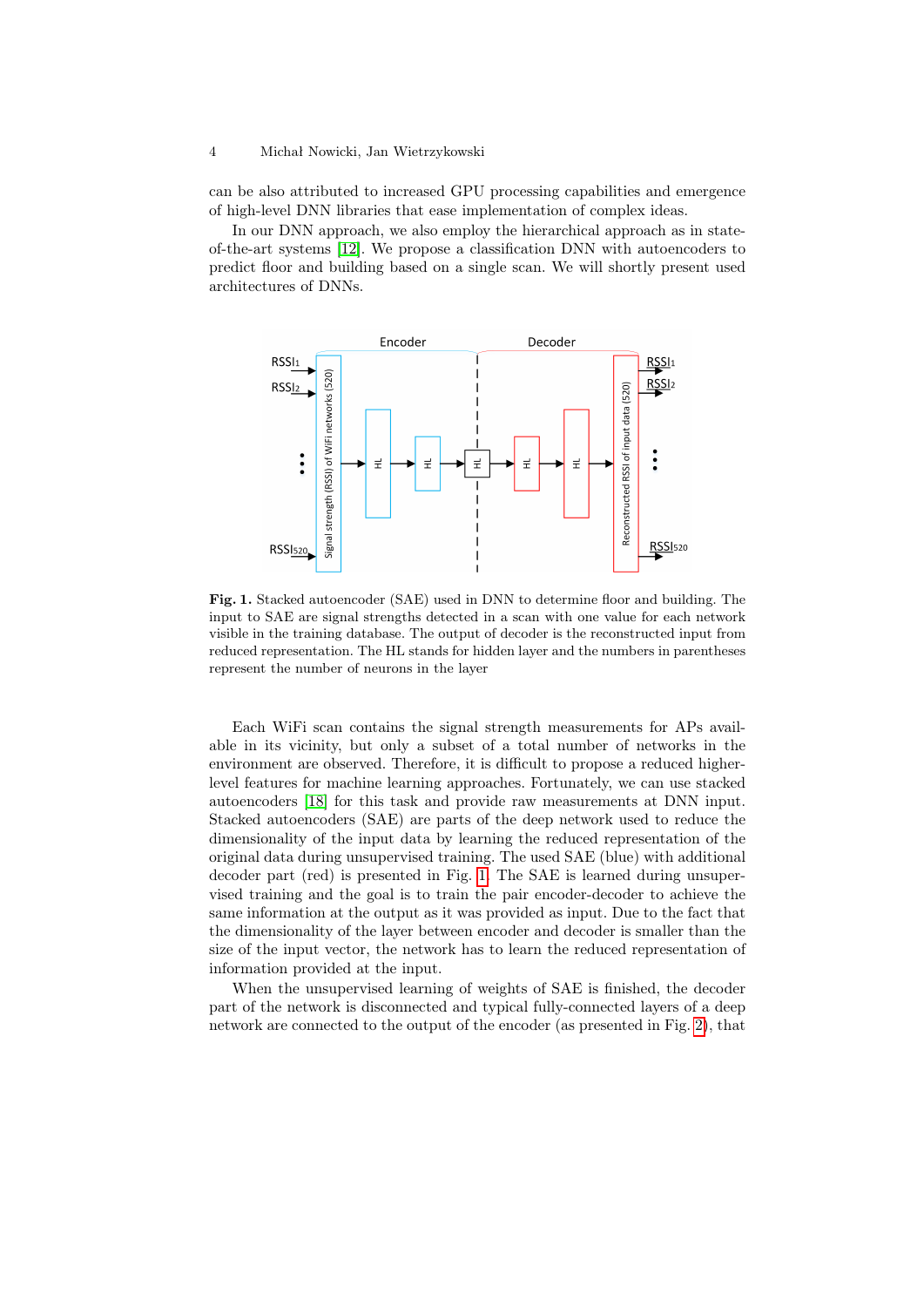can be also attributed to increased GPU processing capabilities and emergence of high-level DNN libraries that ease implementation of complex ideas.

In our DNN approach, we also employ the hierarchical approach as in state-of-the-art systems [12]. We propose a classification DNN with autoencoders to predict floor and building based on a single scan. We will shortly present used architectures of DNNs.

**Fig. 1.** Stacked autoencoder (SAE) used in DNN to determine floor and building. The input to SAE are signal strengths detected in a scan with one value for each network visible in the training database. The output of decoder is the reconstructed input from reduced representation. The HL stands for hidden layer and the numbers in parentheses represent the number of neurons in the layer

Each WiFi scan contains the signal strength measurements for APs available in its vicinity, but only a subset of a total number of networks in the environment are observed. Therefore, it is difficult to propose a reduced higher-level features for machine learning approaches. Fortunately, we can use stacked autoencoders [18] for this task and provide raw measurements at DNN input. Stacked autoencoders (SAE) are parts of the deep network used to reduce the dimensionality of the input data by learning the reduced representation of the original data during unsupervised training. The used SAE (blue) with additional decoder part (red) is presented in Fig. 1. The SAE is learned during unsupervised training and the goal is to train the pair encoder-decoder to achieve the same information at the output as it was provided as input. Due to the fact that the dimensionality of the layer between encoder and decoder is smaller than the size of the input vector, the network has to learn the reduced representation of information provided at the input.

When the unsupervised learning of weights of SAE is finished, the decoder part of the network is disconnected and typical fully-connected layers of a deep network are connected to the output of the encoder (as presented in Fig. 2), that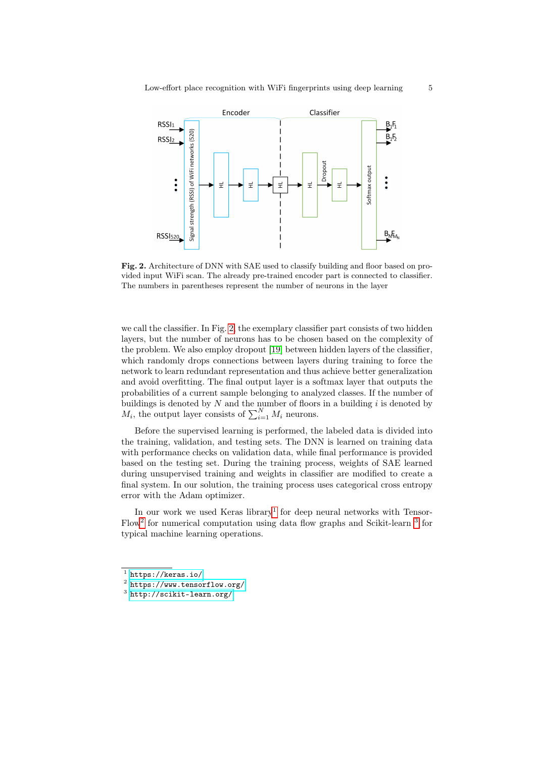**Fig. 2.** Architecture of DNN with SAE used to classify building and floor based on provided input WiFi scan. The already pre-trained encoder part is connected to classifier. The numbers in parentheses represent the number of neurons in the layer

we call the classifier. In Fig. 2, the exemplary classifier part consists of two hidden layers, but the number of neurons has to be chosen based on the complexity of the problem. We also employ dropout [19] between hidden layers of the classifier, which randomly drops connections between layers during training to force the network to learn redundant representation and thus achieve better generalization and avoid overfitting. The final output layer is a softmax layer that outputs the probabilities of a current sample belonging to analyzed classes. If the number of buildings is denoted by $N$ and the number of floors in a building $i$ is denoted by $M_i$, the output layer consists of $\sum_{i=1}^{N} M_i$ neurons.

Before the supervised learning is performed, the labeled data is divided into the training, validation, and testing sets. The DNN is learned on training data with performance checks on validation data, while final performance is provided based on the testing set. During the training process, weights of SAE learned during unsupervised training and weights in classifier are modified to create a final system. In our solution, the training process uses categorical cross entropy error with the Adam optimizer.

In our work we used Keras library[1] for deep neural networks with TensorFlow[2] for numerical computation using data flow graphs and Scikit-learn [3] for typical machine learning operations.

[1] https://keras.io/
[2] https://www.tensorflow.org/
[3] http://scikit-learn.org/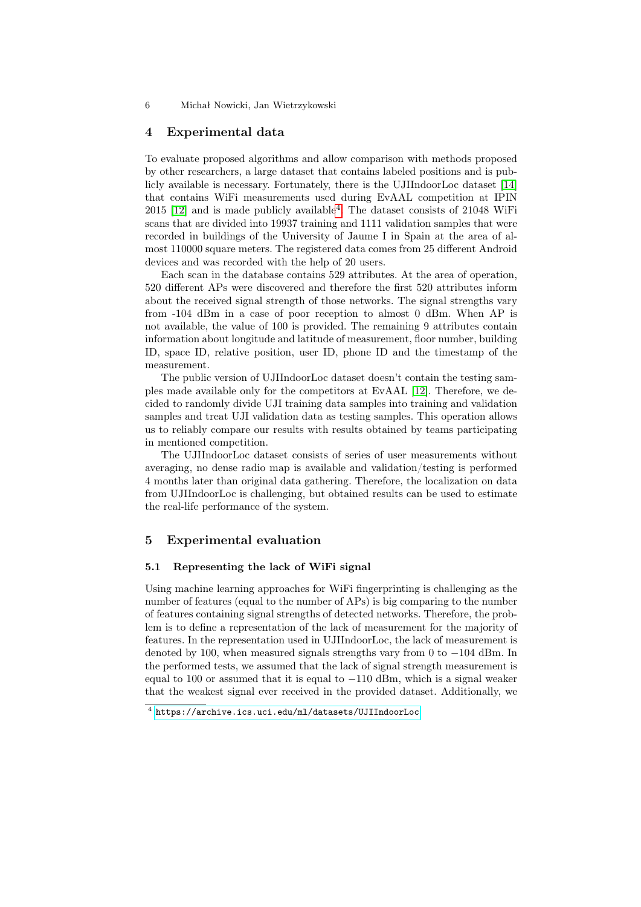## 4 Experimental data

To evaluate proposed algorithms and allow comparison with methods proposed by other researchers, a large dataset that contains labeled positions and is publicly available is necessary. Fortunately, there is the UJIIndoorLoc dataset [14] that contains WiFi measurements used during EvAAL competition at IPIN 2015 [12] and is made publicly available[4]. The dataset consists of 21048 WiFi scans that are divided into 19937 training and 1111 validation samples that were recorded in buildings of the University of Jaume I in Spain at the area of almost 110000 square meters. The registered data comes from 25 different Android devices and was recorded with the help of 20 users.

Each scan in the database contains 529 attributes. At the area of operation, 520 different APs were discovered and therefore the first 520 attributes inform about the received signal strength of those networks. The signal strengths vary from -104 dBm in a case of poor reception to almost 0 dBm. When AP is not available, the value of 100 is provided. The remaining 9 attributes contain information about longitude and latitude of measurement, floor number, building ID, space ID, relative position, user ID, phone ID and the timestamp of the measurement.

The public version of UJIIndoorLoc dataset doesn't contain the testing samples made available only for the competitors at EvAAL [12]. Therefore, we decided to randomly divide UJI training data samples into training and validation samples and treat UJI validation data as testing samples. This operation allows us to reliably compare our results with results obtained by teams participating in mentioned competition.

The UJIIndoorLoc dataset consists of series of user measurements without averaging, no dense radio map is available and validation/testing is performed 4 months later than original data gathering. Therefore, the localization on data from UJIIndoorLoc is challenging, but obtained results can be used to estimate the real-life performance of the system.

## 5 Experimental evaluation

### 5.1 Representing the lack of WiFi signal

Using machine learning approaches for WiFi fingerprinting is challenging as the number of features (equal to the number of APs) is big comparing to the number of features containing signal strengths of detected networks. Therefore, the problem is to define a representation of the lack of measurement for the majority of features. In the representation used in UJIIndoorLoc, the lack of measurement is denoted by 100, when measured signals strengths vary from 0 to $-104$ dBm. In the performed tests, we assumed that the lack of signal strength measurement is equal to 100 or assumed that it is equal to $-110$ dBm, which is a signal weaker that the weakest signal ever received in the provided dataset. Additionally, we

[4] https://archive.ics.uci.edu/ml/datasets/UJIIndoorLoc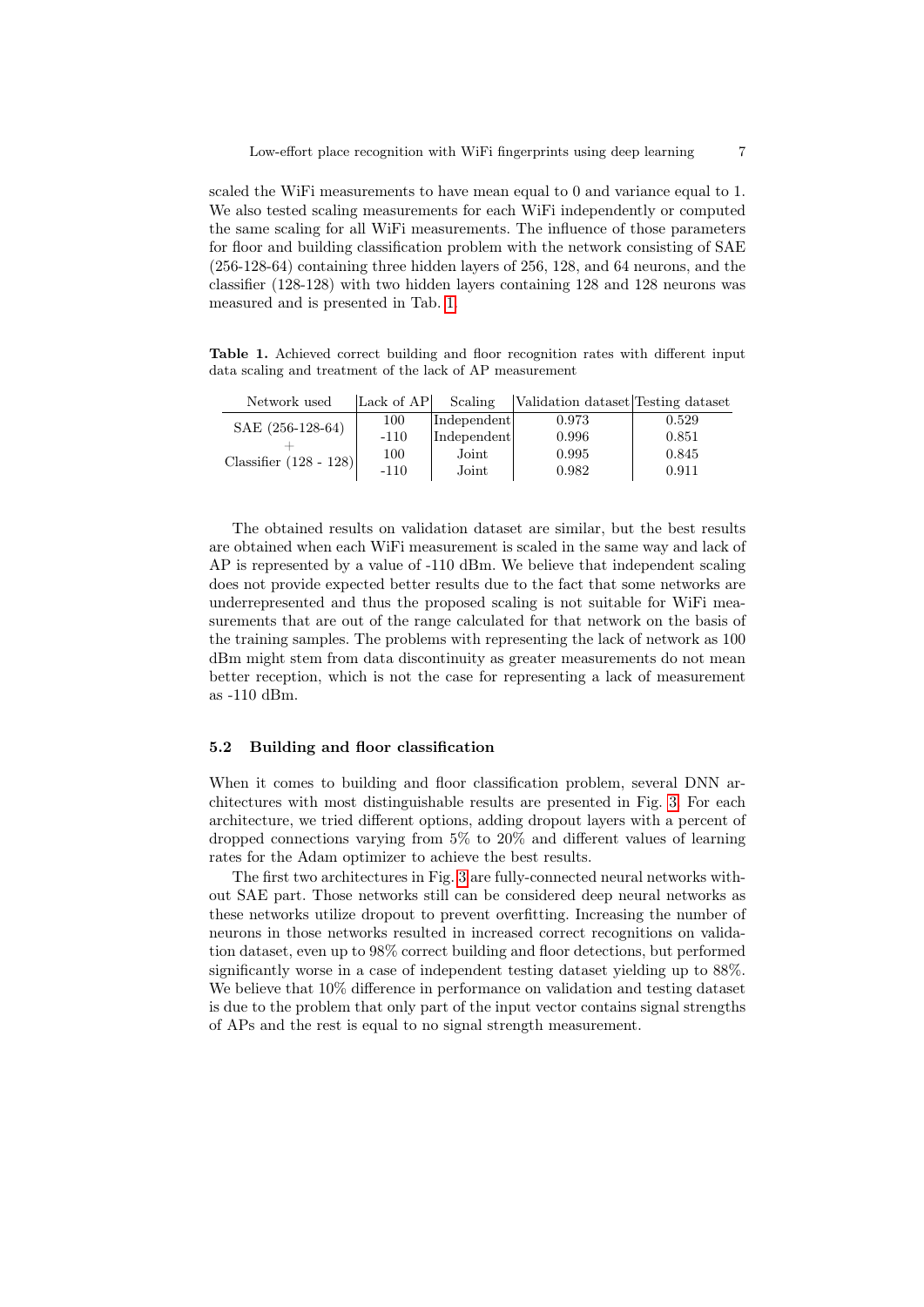scaled the WiFi measurements to have mean equal to 0 and variance equal to 1. We also tested scaling measurements for each WiFi independently or computed the same scaling for all WiFi measurements. The influence of those parameters for floor and building classification problem with the network consisting of SAE (256-128-64) containing three hidden layers of 256, 128, and 64 neurons, and the classifier (128-128) with two hidden layers containing 128 and 128 neurons was measured and is presented in Tab. 1.

**Table 1.** Achieved correct building and floor recognition rates with different input data scaling and treatment of the lack of AP measurement

| Network used | Lack of AP | Scaling | Validation dataset | Testing dataset |
|---|---|---|---|---|
| SAE (256-128-64) + Classifier (128 - 128) | 100 | Independent | 0.973 | 0.529 |
| | -110 | Independent | 0.996 | 0.851 |
| | 100 | Joint | 0.995 | 0.845 |
| | -110 | Joint | 0.982 | 0.911 |

The obtained results on validation dataset are similar, but the best results are obtained when each WiFi measurement is scaled in the same way and lack of AP is represented by a value of -110 dBm. We believe that independent scaling does not provide expected better results due to the fact that some networks are underrepresented and thus the proposed scaling is not suitable for WiFi measurements that are out of the range calculated for that network on the basis of the training samples. The problems with representing the lack of network as 100 dBm might stem from data discontinuity as greater measurements do not mean better reception, which is not the case for representing a lack of measurement as -110 dBm.

### 5.2 Building and floor classification

When it comes to building and floor classification problem, several DNN architectures with most distinguishable results are presented in Fig. 3. For each architecture, we tried different options, adding dropout layers with a percent of dropped connections varying from 5% to 20% and different values of learning rates for the Adam optimizer to achieve the best results.

The first two architectures in Fig. 3 are fully-connected neural networks without SAE part. Those networks still can be considered deep neural networks as these networks utilize dropout to prevent overfitting. Increasing the number of neurons in those networks resulted in increased correct recognitions on validation dataset, even up to 98% correct building and floor detections, but performed significantly worse in a case of independent testing dataset yielding up to 88%. We believe that 10% difference in performance on validation and testing dataset is due to the problem that only part of the input vector contains signal strengths of APs and the rest is equal to no signal strength measurement.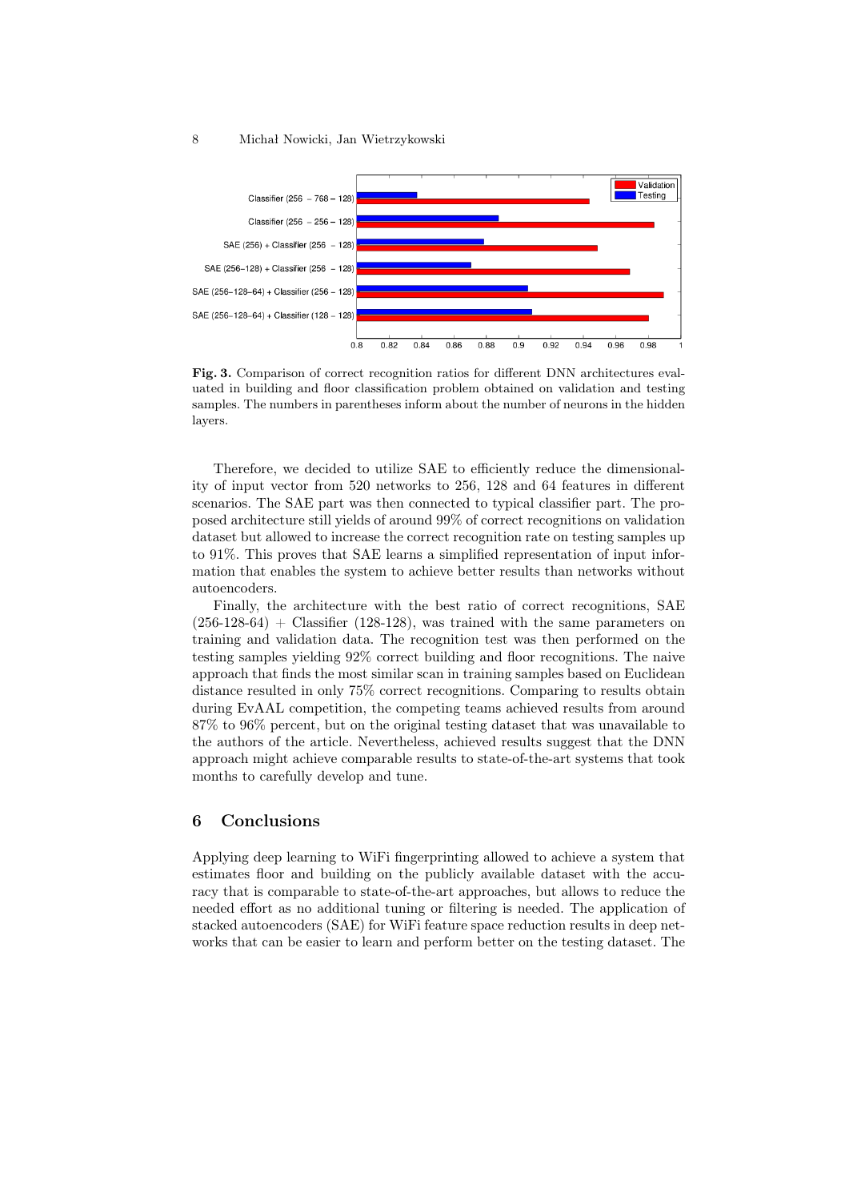**Fig. 3.** Comparison of correct recognition ratios for different DNN architectures evaluated in building and floor classification problem obtained on validation and testing samples. The numbers in parentheses inform about the number of neurons in the hidden layers.

Therefore, we decided to utilize SAE to efficiently reduce the dimensionality of input vector from 520 networks to 256, 128 and 64 features in different scenarios. The SAE part was then connected to typical classifier part. The proposed architecture still yields of around 99% of correct recognitions on validation dataset but allowed to increase the correct recognition rate on testing samples up to 91%. This proves that SAE learns a simplified representation of input information that enables the system to achieve better results than networks without autoencoders.

Finally, the architecture with the best ratio of correct recognitions, SAE (256-128-64) + Classifier (128-128), was trained with the same parameters on training and validation data. The recognition test was then performed on the testing samples yielding 92% correct building and floor recognitions. The naive approach that finds the most similar scan in training samples based on Euclidean distance resulted in only 75% correct recognitions. Comparing to results obtain during EvAAL competition, the competing teams achieved results from around 87% to 96% percent, but on the original testing dataset that was unavailable to the authors of the article. Nevertheless, achieved results suggest that the DNN approach might achieve comparable results to state-of-the-art systems that took months to carefully develop and tune.

## 6 Conclusions

Applying deep learning to WiFi fingerprinting allowed to achieve a system that estimates floor and building on the publicly available dataset with the accuracy that is comparable to state-of-the-art approaches, but allows to reduce the needed effort as no additional tuning or filtering is needed. The application of stacked autoencoders (SAE) for WiFi feature space reduction results in deep networks that can be easier to learn and perform better on the testing dataset. The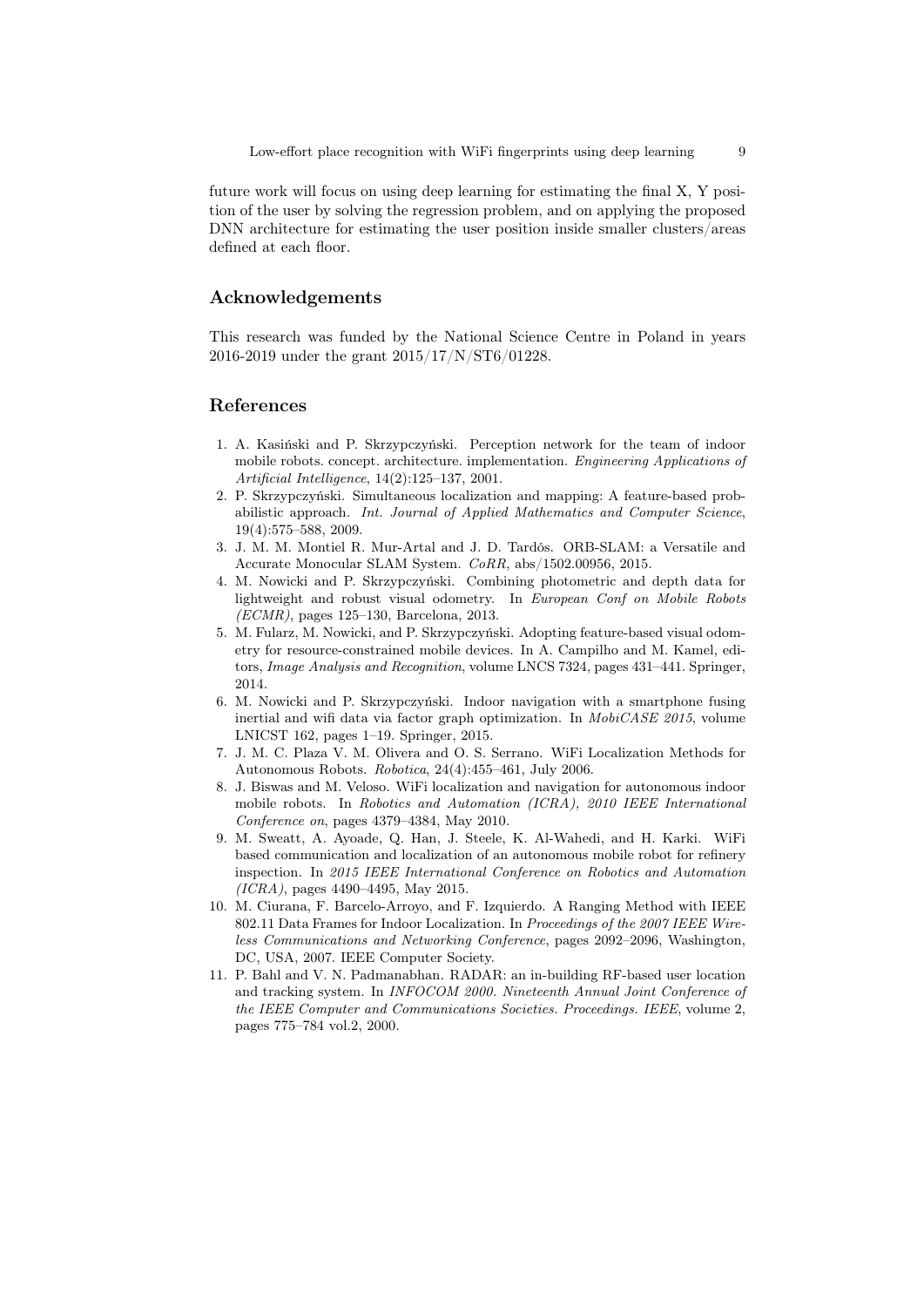future work will focus on using deep learning for estimating the final X, Y position of the user by solving the regression problem, and on applying the proposed DNN architecture for estimating the user position inside smaller clusters/areas defined at each floor.

## Acknowledgements

This research was funded by the National Science Centre in Poland in years 2016-2019 under the grant 2015/17/N/ST6/01228.

## References

1. A. Kasiński and P. Skrzypczyński. Perception network for the team of indoor mobile robots. concept. architecture. implementation. *Engineering Applications of Artificial Intelligence*, 14(2):125–137, 2001.
2. P. Skrzypczyński. Simultaneous localization and mapping: A feature-based probabilistic approach. *Int. Journal of Applied Mathematics and Computer Science*, 19(4):575–588, 2009.
3. J. M. M. Montiel R. Mur-Artal and J. D. Tardós. ORB-SLAM: a Versatile and Accurate Monocular SLAM System. *CoRR*, abs/1502.00956, 2015.
4. M. Nowicki and P. Skrzypczyński. Combining photometric and depth data for lightweight and robust visual odometry. In *European Conf on Mobile Robots (ECMR)*, pages 125–130, Barcelona, 2013.
5. M. Fularz, M. Nowicki, and P. Skrzypczyński. Adopting feature-based visual odometry for resource-constrained mobile devices. In A. Campilho and M. Kamel, editors, *Image Analysis and Recognition*, volume LNCS 7324, pages 431–441. Springer, 2014.
6. M. Nowicki and P. Skrzypczyński. Indoor navigation with a smartphone fusing inertial and wifi data via factor graph optimization. In *MobiCASE 2015*, volume LNICST 162, pages 1–19. Springer, 2015.
7. J. M. C. Plaza V. M. Olivera and O. S. Serrano. WiFi Localization Methods for Autonomous Robots. *Robotica*, 24(4):455–461, July 2006.
8. J. Biswas and M. Veloso. WiFi localization and navigation for autonomous indoor mobile robots. In *Robotics and Automation (ICRA), 2010 IEEE International Conference on*, pages 4379–4384, May 2010.
9. M. Sweatt, A. Ayoade, Q. Han, J. Steele, K. Al-Wahedi, and H. Karki. WiFi based communication and localization of an autonomous mobile robot for refinery inspection. In *2015 IEEE International Conference on Robotics and Automation (ICRA)*, pages 4490–4495, May 2015.
10. M. Ciurana, F. Barcelo-Arroyo, and F. Izquierdo. A Ranging Method with IEEE 802.11 Data Frames for Indoor Localization. In *Proceedings of the 2007 IEEE Wireless Communications and Networking Conference*, pages 2092–2096, Washington, DC, USA, 2007. IEEE Computer Society.
11. P. Bahl and V. N. Padmanabhan. RADAR: an in-building RF-based user location and tracking system. In *INFOCOM 2000. Nineteenth Annual Joint Conference of the IEEE Computer and Communications Societies. Proceedings. IEEE*, volume 2, pages 775–784 vol.2, 2000.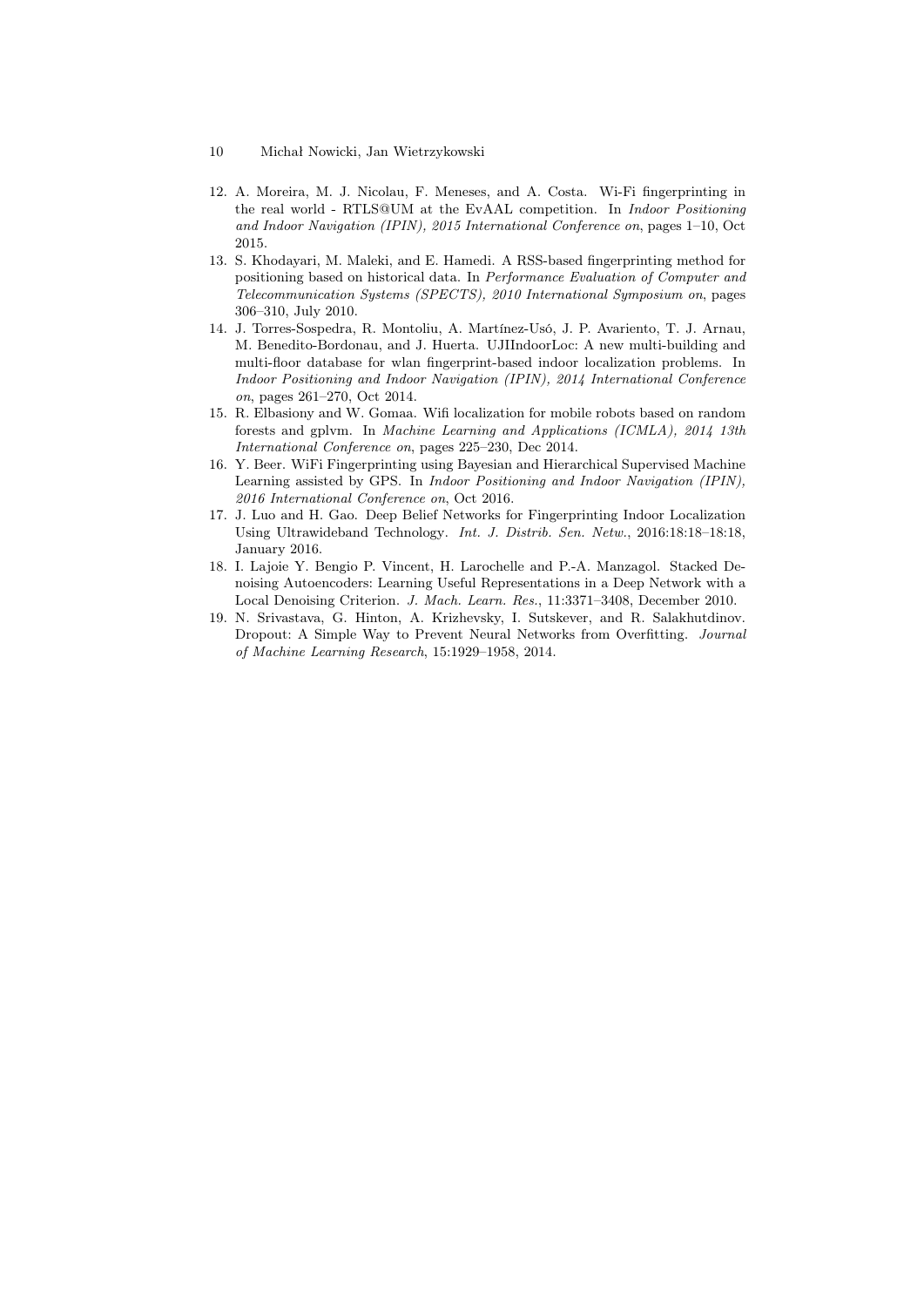12. A. Moreira, M. J. Nicolau, F. Meneses, and A. Costa. Wi-Fi fingerprinting in the real world - RTLS@UM at the EvAAL competition. In *Indoor Positioning and Indoor Navigation (IPIN), 2015 International Conference on*, pages 1–10, Oct 2015.
13. S. Khodayari, M. Maleki, and E. Hamedi. A RSS-based fingerprinting method for positioning based on historical data. In *Performance Evaluation of Computer and Telecommunication Systems (SPECTS), 2010 International Symposium on*, pages 306–310, July 2010.
14. J. Torres-Sospedra, R. Montoliu, A. Martínez-Usó, J. P. Avariento, T. J. Arnau, M. Benedito-Bordonau, and J. Huerta. UJIIndoorLoc: A new multi-building and multi-floor database for wlan fingerprint-based indoor localization problems. In *Indoor Positioning and Indoor Navigation (IPIN), 2014 International Conference on*, pages 261–270, Oct 2014.
15. R. Elbasiony and W. Gomaa. Wifi localization for mobile robots based on random forests and gplvm. In *Machine Learning and Applications (ICMLA), 2014 13th International Conference on*, pages 225–230, Dec 2014.
16. Y. Beer. WiFi Fingerprinting using Bayesian and Hierarchical Supervised Machine Learning assisted by GPS. In *Indoor Positioning and Indoor Navigation (IPIN), 2016 International Conference on*, Oct 2016.
17. J. Luo and H. Gao. Deep Belief Networks for Fingerprinting Indoor Localization Using Ultrawideband Technology. *Int. J. Distrib. Sen. Netw.*, 2016:18:18–18:18, January 2016.
18. I. Lajoie Y. Bengio P. Vincent, H. Larochelle and P.-A. Manzagol. Stacked Denoising Autoencoders: Learning Useful Representations in a Deep Network with a Local Denoising Criterion. *J. Mach. Learn. Res.*, 11:3371–3408, December 2010.
19. N. Srivastava, G. Hinton, A. Krizhevsky, I. Sutskever, and R. Salakhutdinov. Dropout: A Simple Way to Prevent Neural Networks from Overfitting. *Journal of Machine Learning Research*, 15:1929–1958, 2014.